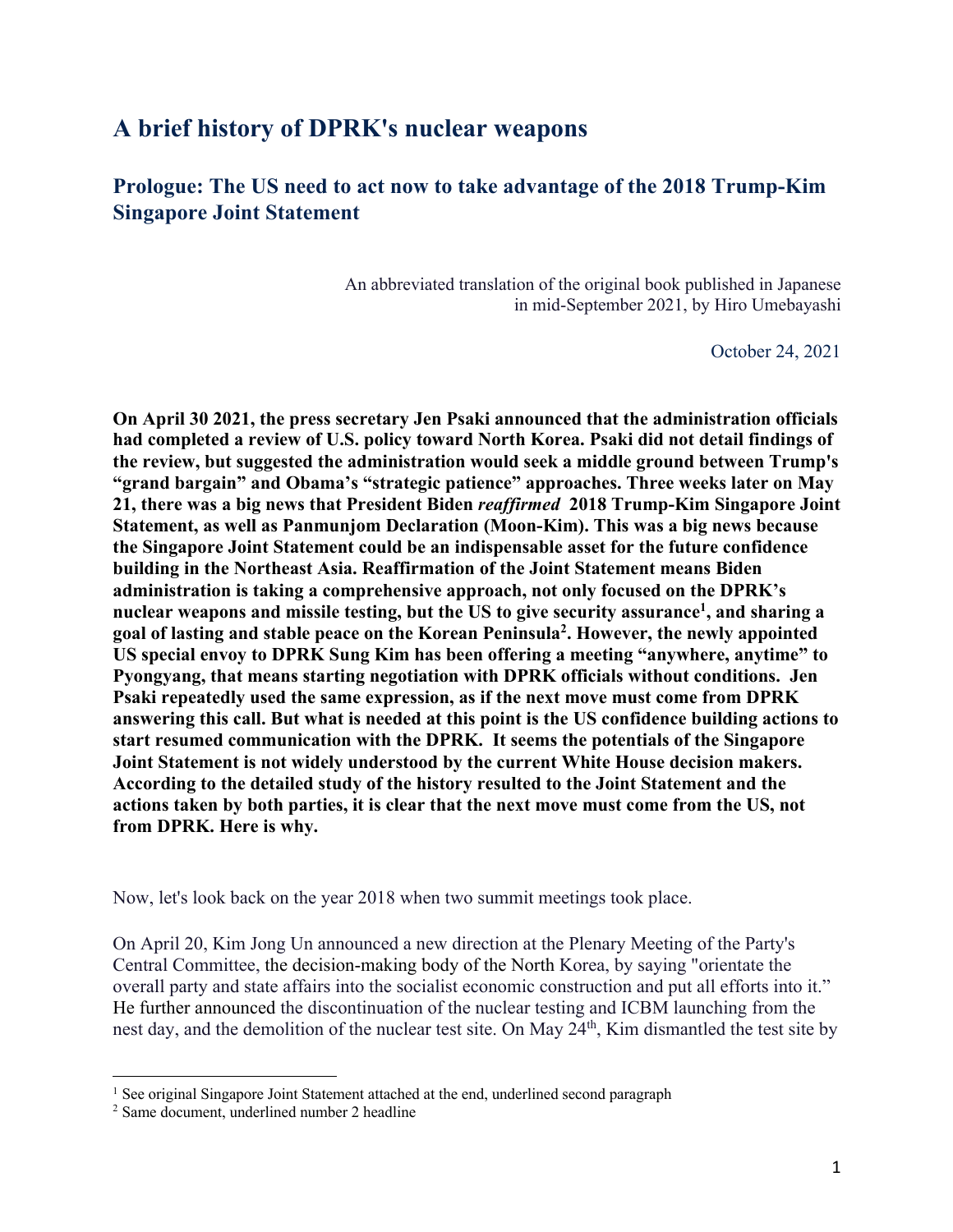# A brief history of DPRK's nuclear weapons

## Prologue: The US need to act now to take advantage of the 2018 Trump-Kim Singapore Joint Statement

An abbreviated translation of the original book published in Japanese in mid-September 2021, by Hiro Umebayashi

October 24, 2021

**On April 30 2021, the press secretary Jen Psaki announced that the administration officials had completed a review of U.S. policy toward North Korea. Psaki did not detail findings of the review, but suggested the administration would seek a middle ground between Trump's "grand bargain" and Obama's "strategic patience" approaches. Three weeks later on May 21, there was a big news that President Biden *reaffirmed* 2018 Trump-Kim Singapore Joint Statement, as well as Panmunjom Declaration (Moon-Kim). This was a big news because the Singapore Joint Statement could be an indispensable asset for the future confidence building in the Northeast Asia. Reaffirmation of the Joint Statement means Biden administration is taking a comprehensive approach, not only focused on the DPRK's nuclear weapons and missile testing, but the US to give security assurance[1], and sharing a goal of lasting and stable peace on the Korean Peninsula[2]. However, the newly appointed US special envoy to DPRK Sung Kim has been offering a meeting "anywhere, anytime" to Pyongyang, that means starting negotiation with DPRK officials without conditions. Jen Psaki repeatedly used the same expression, as if the next move must come from DPRK answering this call. But what is needed at this point is the US confidence building actions to start resumed communication with the DPRK. It seems the potentials of the Singapore Joint Statement is not widely understood by the current White House decision makers. According to the detailed study of the history resulted to the Joint Statement and the actions taken by both parties, it is clear that the next move must come from the US, not from DPRK. Here is why.**

Now, let's look back on the year 2018 when two summit meetings took place.

On April 20, Kim Jong Un announced a new direction at the Plenary Meeting of the Party's Central Committee, the decision-making body of the North Korea, by saying "orientate the overall party and state affairs into the socialist economic construction and put all efforts into it." He further announced the discontinuation of the nuclear testing and ICBM launching from the nest day, and the demolition of the nuclear test site. On May 24th, Kim dismantled the test site by

[1] See original Singapore Joint Statement attached at the end, underlined second paragraph

[2] Same document, underlined number 2 headline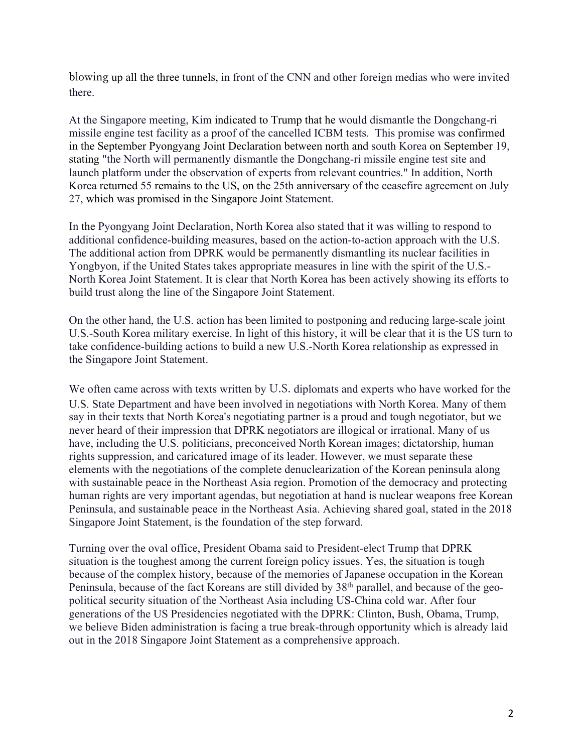blowing up all the three tunnels, in front of the CNN and other foreign medias who were invited there.

At the Singapore meeting, Kim indicated to Trump that he would dismantle the Dongchang-ri missile engine test facility as a proof of the cancelled ICBM tests. This promise was confirmed in the September Pyongyang Joint Declaration between north and south Korea on September 19, stating "the North will permanently dismantle the Dongchang-ri missile engine test site and launch platform under the observation of experts from relevant countries." In addition, North Korea returned 55 remains to the US, on the 25th anniversary of the ceasefire agreement on July 27, which was promised in the Singapore Joint Statement.

In the Pyongyang Joint Declaration, North Korea also stated that it was willing to respond to additional confidence-building measures, based on the action-to-action approach with the U.S. The additional action from DPRK would be permanently dismantling its nuclear facilities in Yongbyon, if the United States takes appropriate measures in line with the spirit of the U.S.-North Korea Joint Statement. It is clear that North Korea has been actively showing its efforts to build trust along the line of the Singapore Joint Statement.

On the other hand, the U.S. action has been limited to postponing and reducing large-scale joint U.S.-South Korea military exercise. In light of this history, it will be clear that it is the US turn to take confidence-building actions to build a new U.S.-North Korea relationship as expressed in the Singapore Joint Statement.

We often came across with texts written by U.S. diplomats and experts who have worked for the U.S. State Department and have been involved in negotiations with North Korea. Many of them say in their texts that North Korea's negotiating partner is a proud and tough negotiator, but we never heard of their impression that DPRK negotiators are illogical or irrational. Many of us have, including the U.S. politicians, preconceived North Korean images; dictatorship, human rights suppression, and caricatured image of its leader. However, we must separate these elements with the negotiations of the complete denuclearization of the Korean peninsula along with sustainable peace in the Northeast Asia region. Promotion of the democracy and protecting human rights are very important agendas, but negotiation at hand is nuclear weapons free Korean Peninsula, and sustainable peace in the Northeast Asia. Achieving shared goal, stated in the 2018 Singapore Joint Statement, is the foundation of the step forward.

Turning over the oval office, President Obama said to President-elect Trump that DPRK situation is the toughest among the current foreign policy issues. Yes, the situation is tough because of the complex history, because of the memories of Japanese occupation in the Korean Peninsula, because of the fact Koreans are still divided by 38th parallel, and because of the geo-political security situation of the Northeast Asia including US-China cold war. After four generations of the US Presidencies negotiated with the DPRK: Clinton, Bush, Obama, Trump, we believe Biden administration is facing a true break-through opportunity which is already laid out in the 2018 Singapore Joint Statement as a comprehensive approach.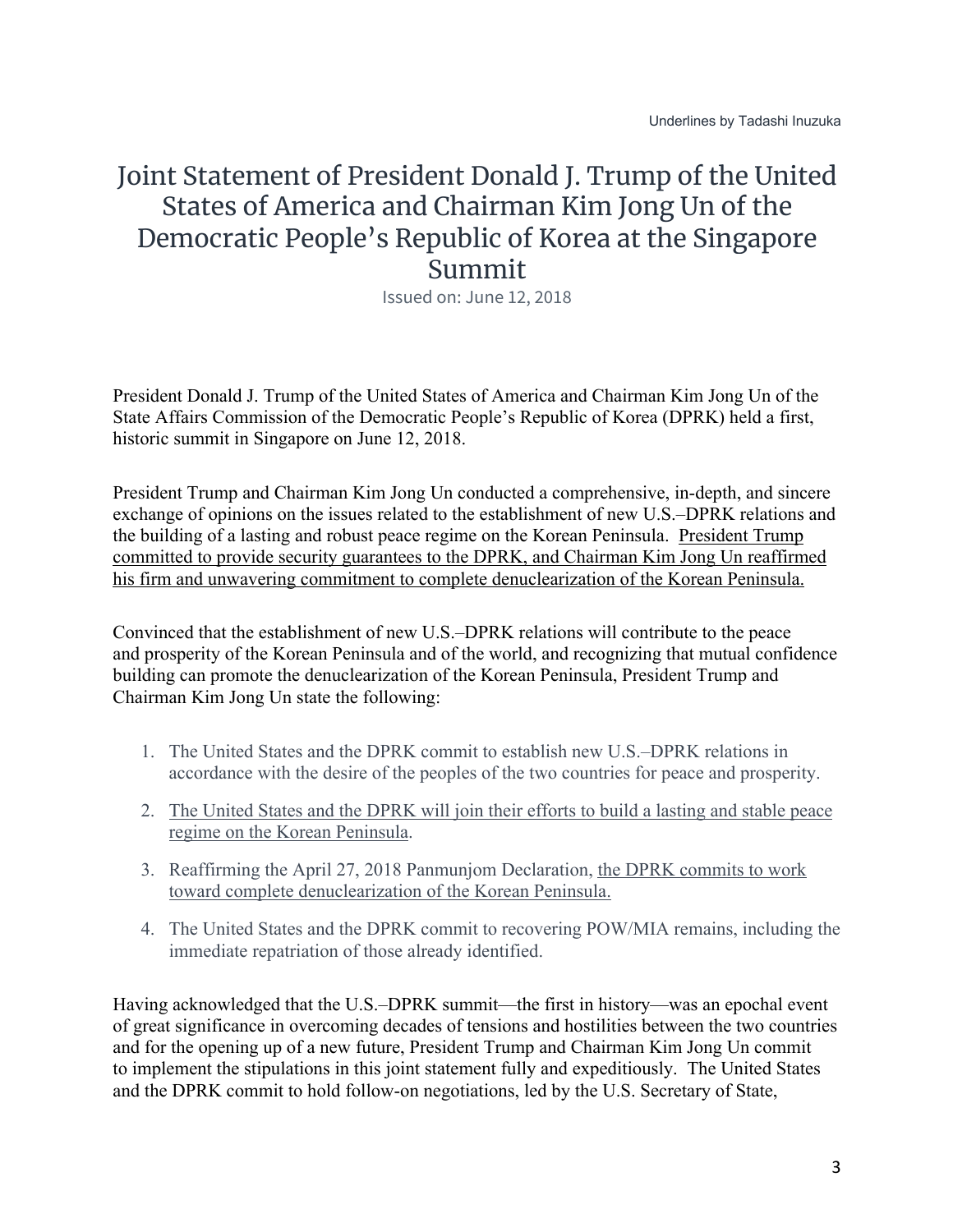Underlines by Tadashi Inuzuka

# Joint Statement of President Donald J. Trump of the United States of America and Chairman Kim Jong Un of the Democratic People's Republic of Korea at the Singapore Summit

Issued on: June 12, 2018

President Donald J. Trump of the United States of America and Chairman Kim Jong Un of the State Affairs Commission of the Democratic People's Republic of Korea (DPRK) held a first, historic summit in Singapore on June 12, 2018.

President Trump and Chairman Kim Jong Un conducted a comprehensive, in-depth, and sincere exchange of opinions on the issues related to the establishment of new U.S.–DPRK relations and the building of a lasting and robust peace regime on the Korean Peninsula. <u>President Trump committed to provide security guarantees to the DPRK, and Chairman Kim Jong Un reaffirmed his firm and unwavering commitment to complete denuclearization of the Korean Peninsula.</u>

Convinced that the establishment of new U.S.–DPRK relations will contribute to the peace and prosperity of the Korean Peninsula and of the world, and recognizing that mutual confidence building can promote the denuclearization of the Korean Peninsula, President Trump and Chairman Kim Jong Un state the following:

1. The United States and the DPRK commit to establish new U.S.–DPRK relations in accordance with the desire of the peoples of the two countries for peace and prosperity.
2. <u>The United States and the DPRK will join their efforts to build a lasting and stable peace regime on the Korean Peninsula</u>.
3. Reaffirming the April 27, 2018 Panmunjom Declaration, <u>the DPRK commits to work toward complete denuclearization of the Korean Peninsula.</u>
4. The United States and the DPRK commit to recovering POW/MIA remains, including the immediate repatriation of those already identified.

Having acknowledged that the U.S.–DPRK summit—the first in history—was an epochal event of great significance in overcoming decades of tensions and hostilities between the two countries and for the opening up of a new future, President Trump and Chairman Kim Jong Un commit to implement the stipulations in this joint statement fully and expeditiously. The United States and the DPRK commit to hold follow-on negotiations, led by the U.S. Secretary of State,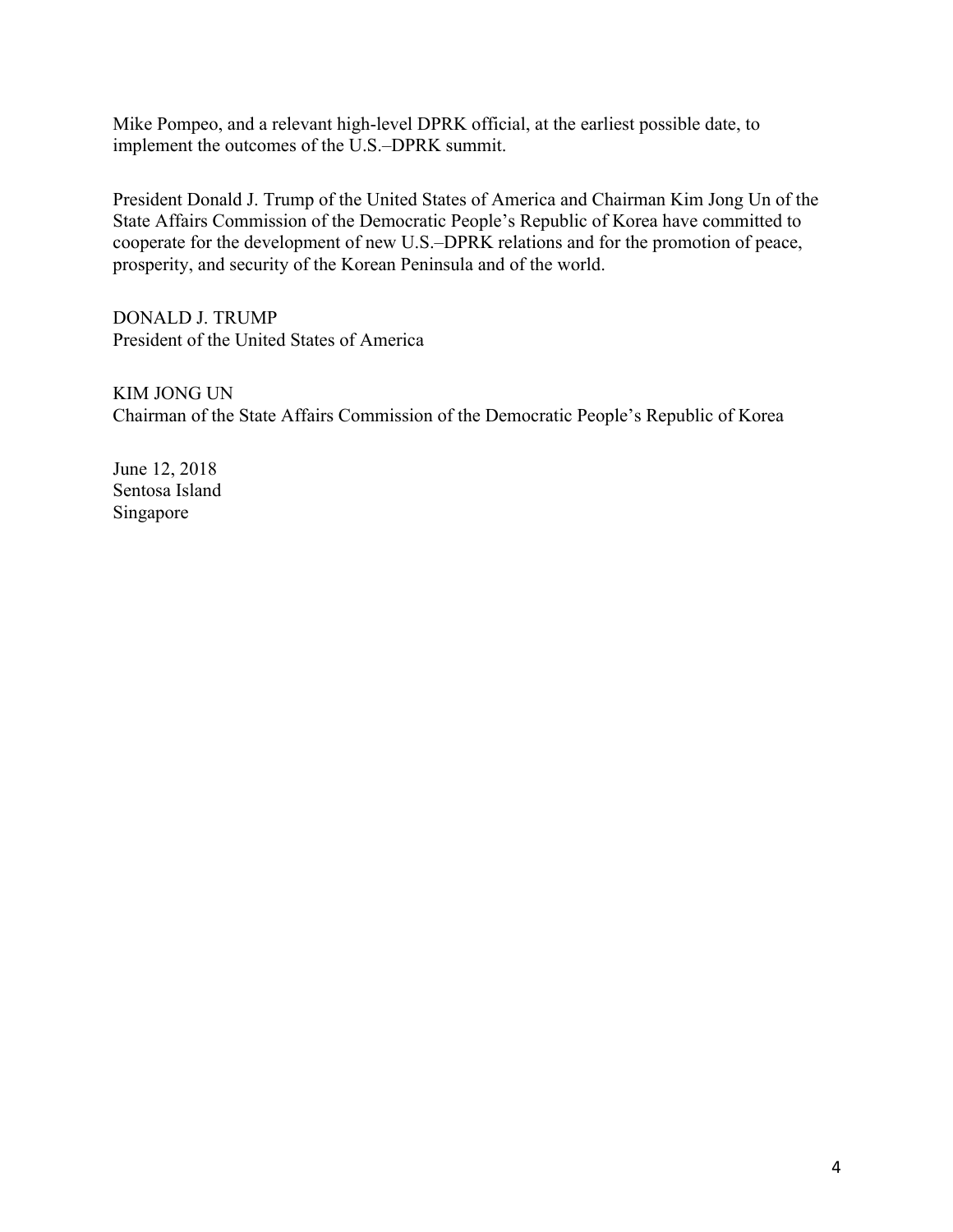Mike Pompeo, and a relevant high-level DPRK official, at the earliest possible date, to implement the outcomes of the U.S.–DPRK summit.

President Donald J. Trump of the United States of America and Chairman Kim Jong Un of the State Affairs Commission of the Democratic People's Republic of Korea have committed to cooperate for the development of new U.S.–DPRK relations and for the promotion of peace, prosperity, and security of the Korean Peninsula and of the world.

DONALD J. TRUMP
President of the United States of America

KIM JONG UN
Chairman of the State Affairs Commission of the Democratic People's Republic of Korea

June 12, 2018
Sentosa Island
Singapore